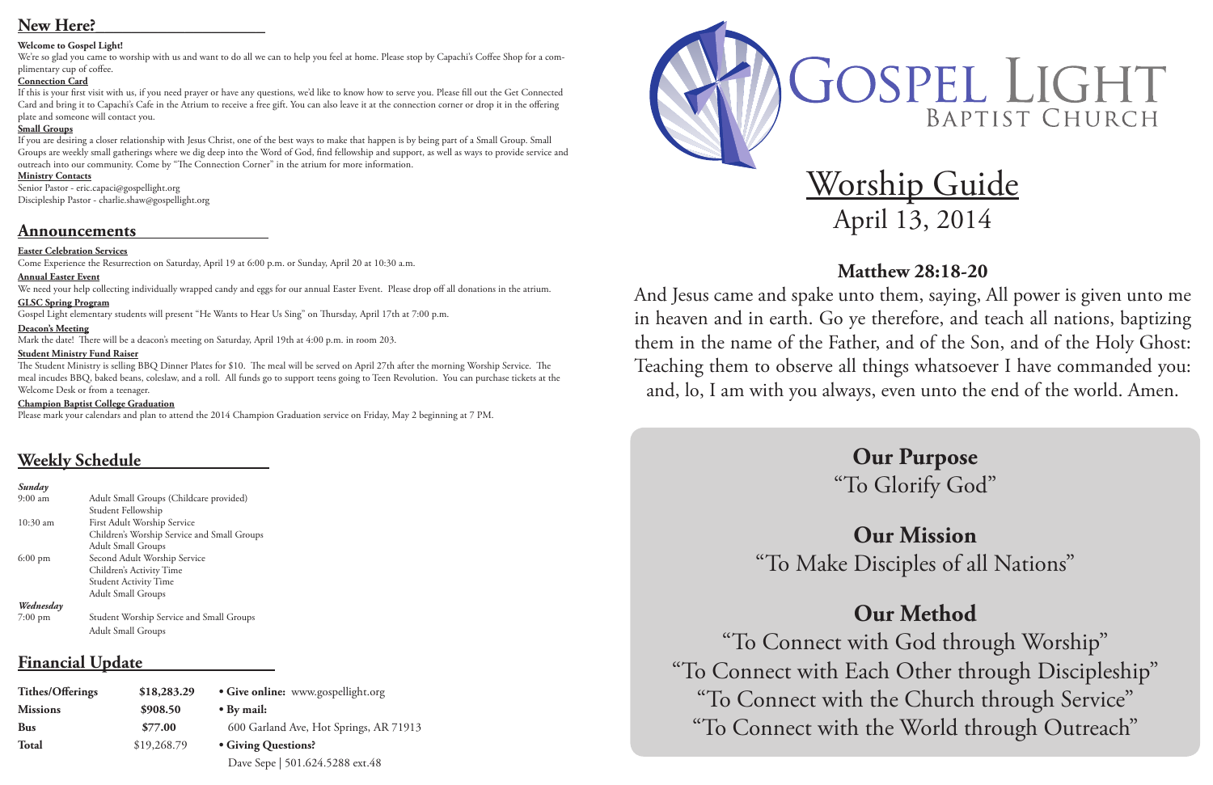## New Here?

**Welcome to Gospel Light!**

We're so glad you came to worship with us and want to do all we can to help you feel at home. Please stop by Capachi's Coffee Shop for a complimentary cup of coffee.

**Connection Card**

If this is your first visit with us, if you need prayer or have any questions, we'd like to know how to serve you. Please fill out the Get Connected Card and bring it to Capachi's Cafe in the Atrium to receive a free gift. You can also leave it at the connection corner or drop it in the offering plate and someone will contact you.

**Small Groups**

If you are desiring a closer relationship with Jesus Christ, one of the best ways to make that happen is by being part of a Small Group. Small Groups are weekly small gatherings where we dig deep into the Word of God, find fellowship and support, as well as ways to provide service and outreach into our community. Come by "The Connection Corner" in the atrium for more information.

**Ministry Contacts**

Senior Pastor - eric.capaci@gospellight.org
Discipleship Pastor - charlie.shaw@gospellight.org

## Announcements

**Easter Celebration Services**

Come Experience the Resurrection on Saturday, April 19 at 6:00 p.m. or Sunday, April 20 at 10:30 a.m.

**Annual Easter Event**

We need your help collecting individually wrapped candy and eggs for our annual Easter Event. Please drop off all donations in the atrium.

**GLSC Spring Program**

Gospel Light elementary students will present "He Wants to Hear Us Sing" on Thursday, April 17th at 7:00 p.m.

**Deacon's Meeting**

Mark the date! There will be a deacon's meeting on Saturday, April 19th at 4:00 p.m. in room 203.

**Student Ministry Fund Raiser**

The Student Ministry is selling BBQ Dinner Plates for $10. The meal will be served on April 27th after the morning Worship Service. The meal incudes BBQ, baked beans, coleslaw, and a roll. All funds go to support teens going to Teen Revolution. You can purchase tickets at the Welcome Desk or from a teenager.

**Champion Baptist College Graduation**

Please mark your calendars and plan to attend the 2014 Champion Graduation service on Friday, May 2 beginning at 7 PM.

## Weekly Schedule

*Sunday*

| | |
|---|---|
| 9:00 am | Adult Small Groups (Childcare provided)<br>Student Fellowship |
| 10:30 am | First Adult Worship Service<br>Children's Worship Service and Small Groups<br>Adult Small Groups |
| 6:00 pm | Second Adult Worship Service<br>Children's Activity Time<br>Student Activity Time<br>Adult Small Groups |

*Wednesday*

| | |
|---|---|
| 7:00 pm | Student Worship Service and Small Groups<br>Adult Small Groups |

## Financial Update

| | |
|---|---|
| **Tithes/Offerings** | **$18,283.29** |
| **Missions** | **$908.50** |
| **Bus** | **$77.00** |
| **Total** | $19,268.79 |

- **Give online:** www.gospellight.org
- **By mail:**
  600 Garland Ave, Hot Springs, AR 71913
- **Giving Questions?**
  Dave Sepe | 501.624.5288 ext.48

# Gospel Light
## Baptist Church

# Worship Guide
April 13, 2014

### Matthew 28:18-20

And Jesus came and spake unto them, saying, All power is given unto me in heaven and in earth. Go ye therefore, and teach all nations, baptizing them in the name of the Father, and of the Son, and of the Holy Ghost: Teaching them to observe all things whatsoever I have commanded you: and, lo, I am with you always, even unto the end of the world. Amen.

### Our Purpose
"To Glorify God"

### Our Mission
"To Make Disciples of all Nations"

### Our Method
"To Connect with God through Worship"
"To Connect with Each Other through Discipleship"
"To Connect with the Church through Service"
"To Connect with the World through Outreach"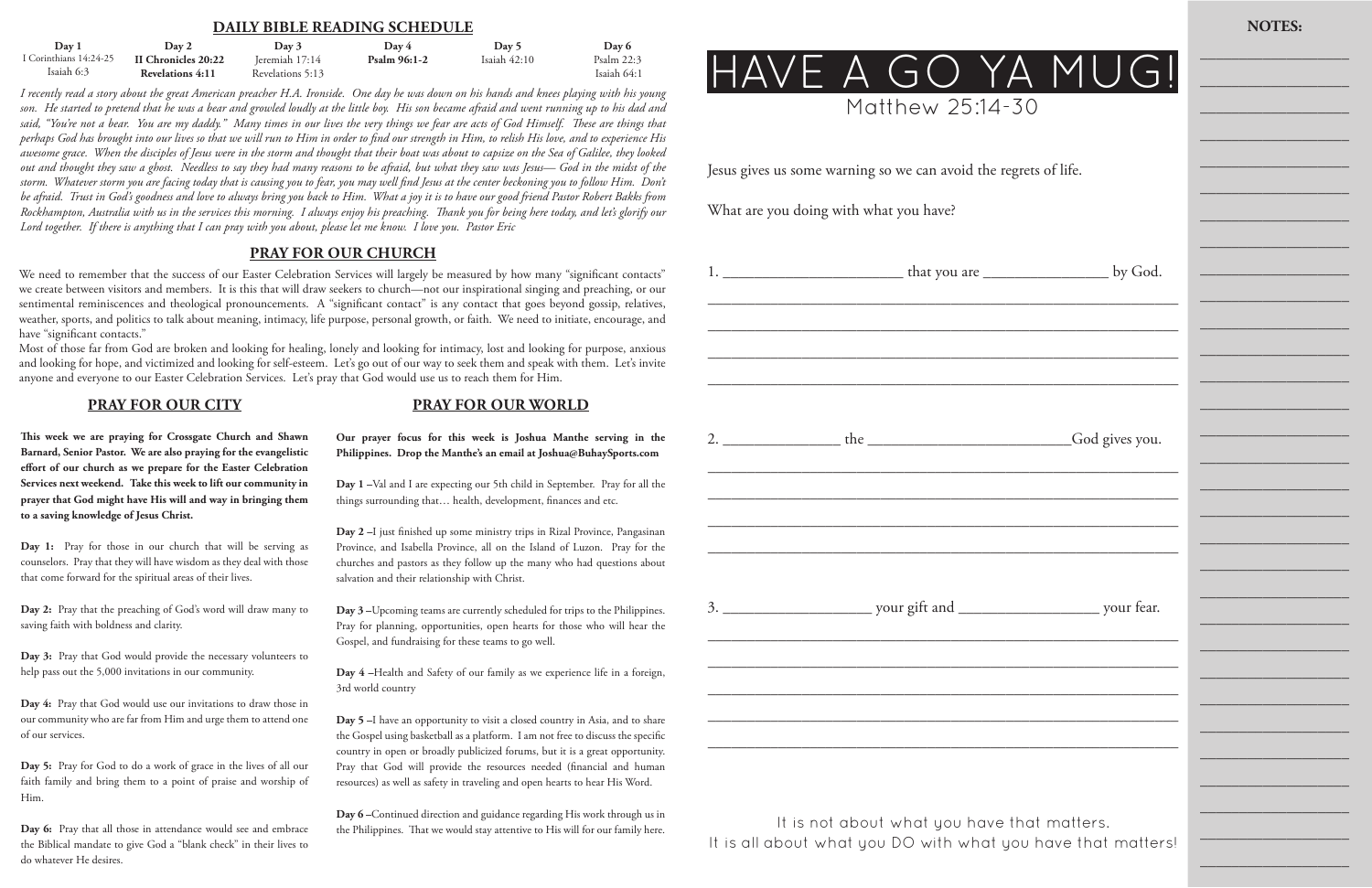## DAILY BIBLE READING SCHEDULE

| Day 1 | Day 2 | Day 3 | Day 4 | Day 5 | Day 6 |
|---|---|---|---|---|---|
| I Corinthians 14:24-25 | **II Chronicles 20:22** | Jeremiah 17:14 | **Psalm 96:1-2** | Isaiah 42:10 | Psalm 22:3 |
| Isaiah 6:3 | **Revelations 4:11** | Revelations 5:13 | | | Isaiah 64:1 |

*I recently read a story about the great American preacher H.A. Ironside. One day he was down on his hands and knees playing with his young son. He started to pretend that he was a bear and growled loudly at the little boy. His son became afraid and went running up to his dad and said, "You're not a bear. You are my daddy." Many times in our lives the very things we fear are acts of God Himself. These are things that perhaps God has brought into our lives so that we will run to Him in order to find our strength in Him, to relish His love, and to experience His awesome grace. When the disciples of Jesus were in the storm and thought that their boat was about to capsize on the Sea of Galilee, they looked out and thought they saw a ghost. Needless to say they had many reasons to be afraid, but what they saw was Jesus— God in the midst of the storm. Whatever storm you are facing today that is causing you to fear, you may well find Jesus at the center beckoning you to follow Him. Don't be afraid. Trust in God's goodness and love to always bring you back to Him. What a joy it is to have our good friend Pastor Robert Bakks from Rockhampton, Australia with us in the services this morning. I always enjoy his preaching. Thank you for being here today, and let's glorify our Lord together. If there is anything that I can pray with you about, please let me know. I love you. Pastor Eric*

## PRAY FOR OUR CHURCH

We need to remember that the success of our Easter Celebration Services will largely be measured by how many "significant contacts" we create between visitors and members. It is this that will draw seekers to church—not our inspirational singing and preaching, or our sentimental reminiscences and theological pronouncements. A "significant contact" is any contact that goes beyond gossip, relatives, weather, sports, and politics to talk about meaning, intimacy, life purpose, personal growth, or faith. We need to initiate, encourage, and have "significant contacts."

Most of those far from God are broken and looking for healing, lonely and looking for intimacy, lost and looking for purpose, anxious and looking for hope, and victimized and looking for self-esteem. Let's go out of our way to seek them and speak with them. Let's invite anyone and everyone to our Easter Celebration Services. Let's pray that God would use us to reach them for Him.

## PRAY FOR OUR CITY

**This week we are praying for Crossgate Church and Shawn Barnard, Senior Pastor. We are also praying for the evangelistic effort of our church as we prepare for the Easter Celebration Services next weekend. Take this week to lift our community in prayer that God might have His will and way in bringing them to a saving knowledge of Jesus Christ.**

**Day 1:** Pray for those in our church that will be serving as counselors. Pray that they will have wisdom as they deal with those that come forward for the spiritual areas of their lives.

**Day 2:** Pray that the preaching of God's word will draw many to saving faith with boldness and clarity.

**Day 3:** Pray that God would provide the necessary volunteers to help pass out the 5,000 invitations in our community.

**Day 4:** Pray that God would use our invitations to draw those in our community who are far from Him and urge them to attend one of our services.

**Day 5:** Pray for God to do a work of grace in the lives of all our faith family and bring them to a point of praise and worship of Him.

**Day 6:** Pray that all those in attendance would see and embrace the Biblical mandate to give God a "blank check" in their lives to do whatever He desires.

## PRAY FOR OUR WORLD

**Our prayer focus for this week is Joshua Manthe serving in the Philippines. Drop the Manthe's an email at Joshua@BuhaySports.com**

**Day 1 –**Val and I are expecting our 5th child in September. Pray for all the things surrounding that… health, development, finances and etc.

**Day 2 –**I just finished up some ministry trips in Rizal Province, Pangasinan Province, and Isabella Province, all on the Island of Luzon. Pray for the churches and pastors as they follow up the many who had questions about salvation and their relationship with Christ.

**Day 3 –**Upcoming teams are currently scheduled for trips to the Philippines. Pray for planning, opportunities, open hearts for those who will hear the Gospel, and fundraising for these teams to go well.

**Day 4 –**Health and Safety of our family as we experience life in a foreign, 3rd world country

**Day 5 –**I have an opportunity to visit a closed country in Asia, and to share the Gospel using basketball as a platform. I am not free to discuss the specific country in open or broadly publicized forums, but it is a great opportunity. Pray that God will provide the resources needed (financial and human resources) as well as safety in traveling and open hearts to hear His Word.

**Day 6 –**Continued direction and guidance regarding His work through us in the Philippines. That we would stay attentive to His will for our family here.

# HAVE A GO YA MUG!

Matthew 25:14-30

Jesus gives us some warning so we can avoid the regrets of life.

What are you doing with what you have?

1. ______________________ that you are ________________ by God.

2. _______________ the __________________________God gives you.

3. ___________________ your gift and __________________ your fear.

It is not about what you have that matters.
It is all about what you DO with what you have that matters!

**NOTES:**